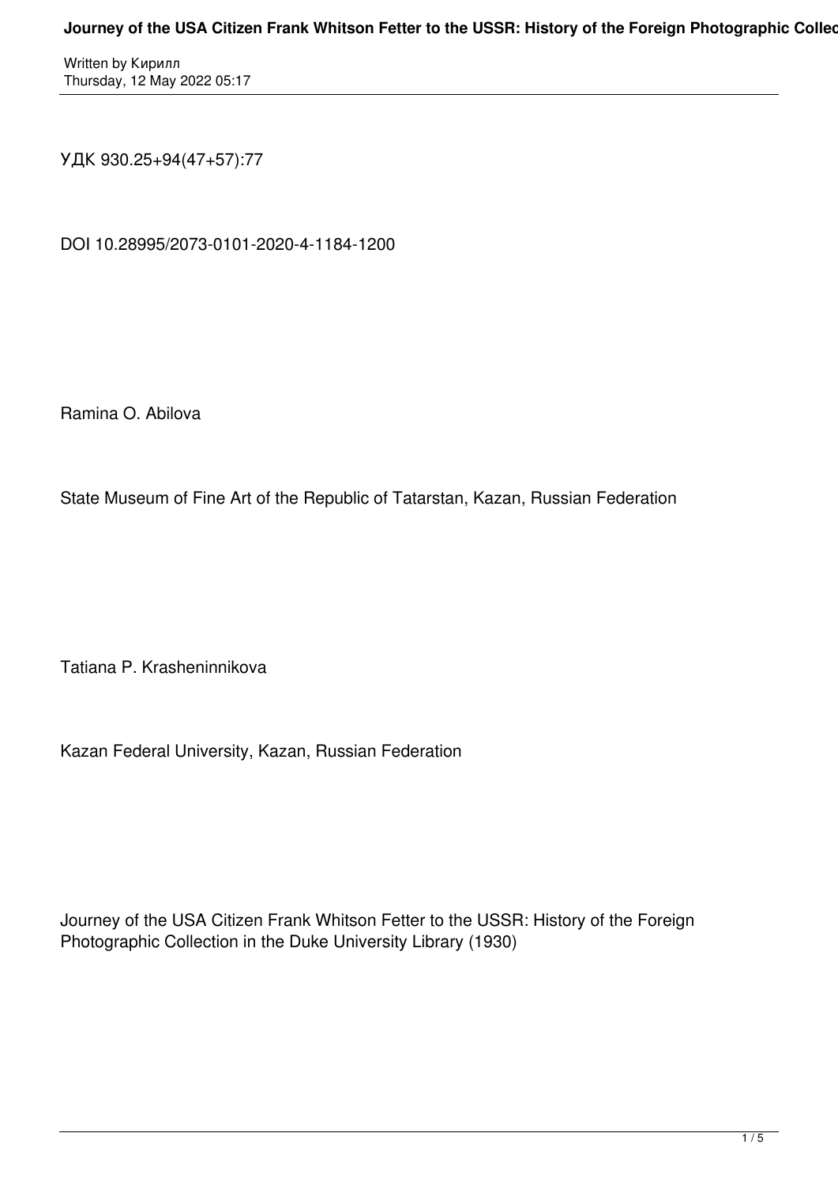УДК 930.25+94(47+57):77

DOI 10.28995/2073-0101-2020-4-1184-1200

Ramina O. Abilova

State Museum of Fine Art of the Republic of Tatarstan, Kazan, Russian Federation

Tatiana P. Krasheninnikova

Kazan Federal University, Kazan, Russian Federation

# Journey of the USA Citizen Frank Whitson Fetter to the USSR: History of the Foreign Photographic Collection in the Duke University Library (1930)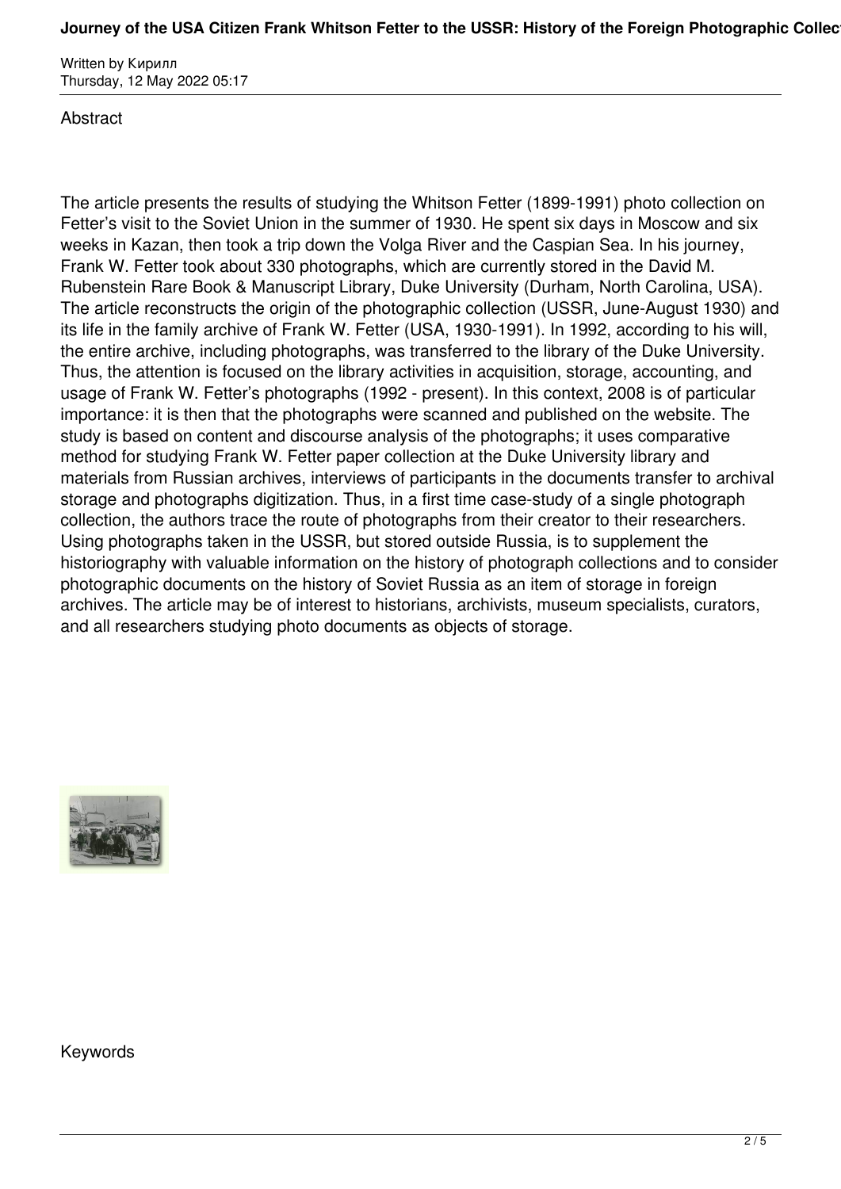Abstract

The article presents the results of studying the Whitson Fetter (1899-1991) photo collection on Fetter's visit to the Soviet Union in the summer of 1930. He spent six days in Moscow and six weeks in Kazan, then took a trip down the Volga River and the Caspian Sea. In his journey, Frank W. Fetter took about 330 photographs, which are currently stored in the David M. Rubenstein Rare Book & Manuscript Library, Duke University (Durham, North Carolina, USA). The article reconstructs the origin of the photographic collection (USSR, June-August 1930) and its life in the family archive of Frank W. Fetter (USA, 1930-1991). In 1992, according to his will, the entire archive, including photographs, was transferred to the library of the Duke University. Thus, the attention is focused on the library activities in acquisition, storage, accounting, and usage of Frank W. Fetter's photographs (1992 - present). In this context, 2008 is of particular importance: it is then that the photographs were scanned and published on the website. The study is based on content and discourse analysis of the photographs; it uses comparative method for studying Frank W. Fetter paper collection at the Duke University library and materials from Russian archives, interviews of participants in the documents transfer to archival storage and photographs digitization. Thus, in a first time case-study of a single photograph collection, the authors trace the route of photographs from their creator to their researchers. Using photographs taken in the USSR, but stored outside Russia, is to supplement the historiography with valuable information on the history of photograph collections and to consider photographic documents on the history of Soviet Russia as an item of storage in foreign archives. The article may be of interest to historians, archivists, museum specialists, curators, and all researchers studying photo documents as objects of storage.

Keywords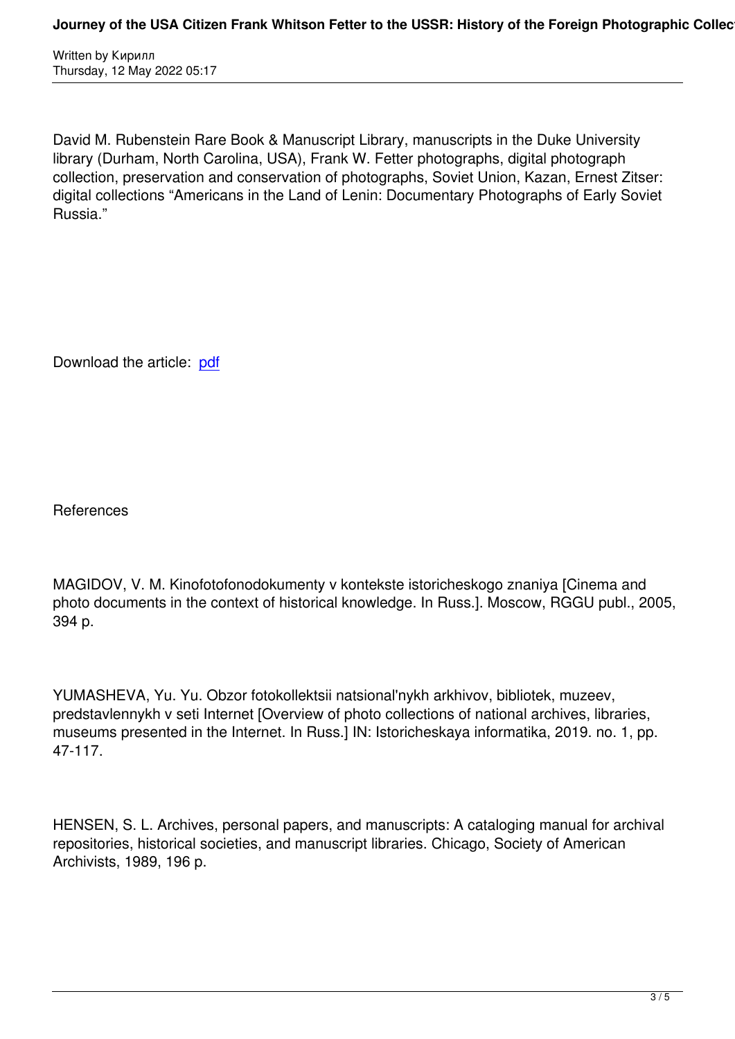David M. Rubenstein Rare Book & Manuscript Library, manuscripts in the Duke University library (Durham, North Carolina, USA), Frank W. Fetter photographs, digital photograph collection, preservation and conservation of photographs, Soviet Union, Kazan, Ernest Zitser: digital collections “Americans in the Land of Lenin: Documentary Photographs of Early Soviet Russia.”

Download the article: pdf

References

MAGIDOV, V. M. Kinofotofonodokumenty v kontekste istoricheskogo znaniya [Cinema and photo documents in the context of historical knowledge. In Russ.]. Moscow, RGGU publ., 2005, 394 p.

YUMASHEVA, Yu. Yu. Obzor fotokollektsii natsional'nykh arkhivov, bibliotek, muzeev, predstavlennykh v seti Internet [Overview of photo collections of national archives, libraries, museums presented in the Internet. In Russ.] IN: Istoricheskaya informatika, 2019. no. 1, pp. 47-117.

HENSEN, S. L. Archives, personal papers, and manuscripts: A cataloging manual for archival repositories, historical societies, and manuscript libraries. Chicago, Society of American Archivists, 1989, 196 p.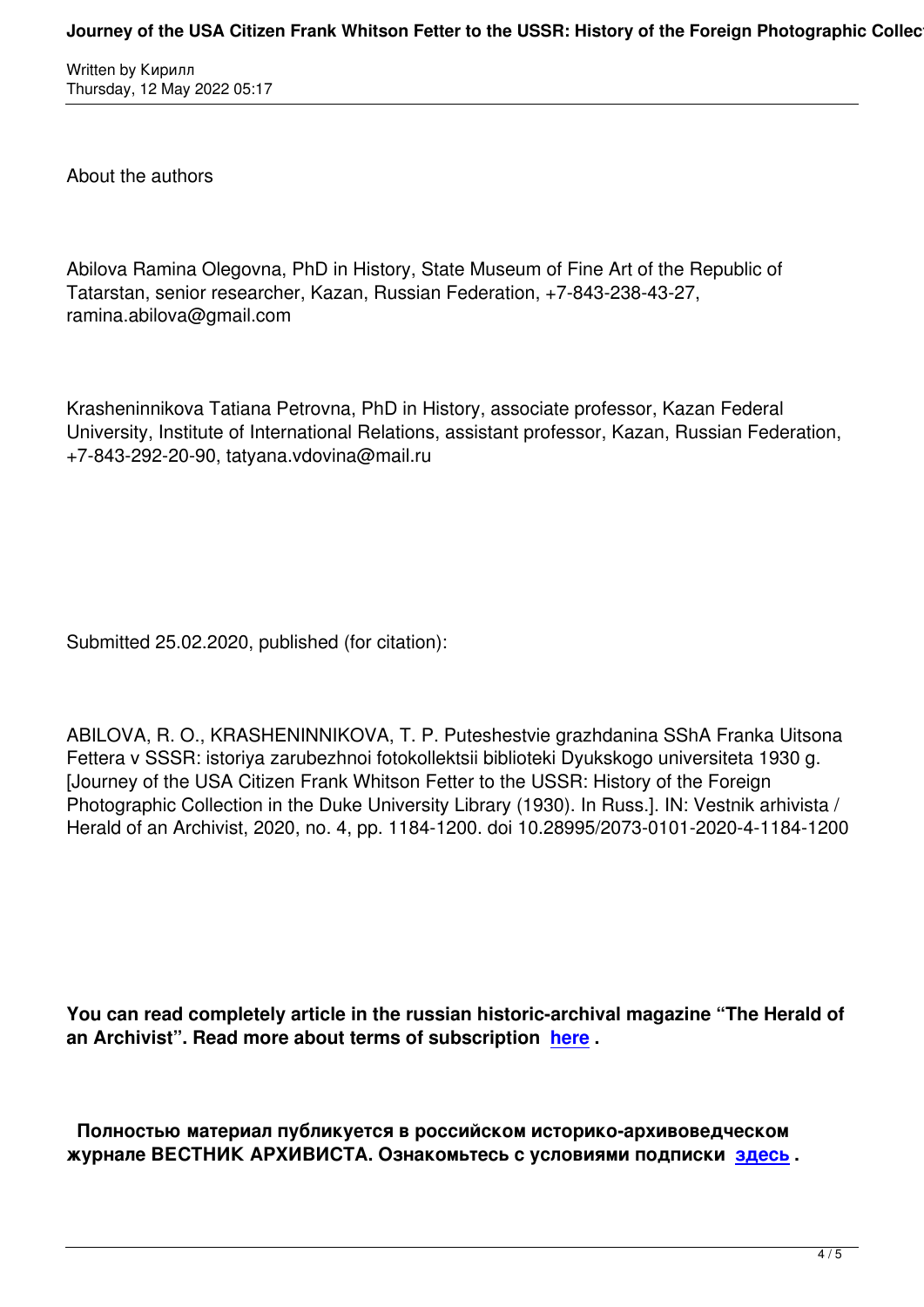About the authors

Abilova Ramina Olegovna, PhD in History, State Museum of Fine Art of the Republic of Tatarstan, senior researcher, Kazan, Russian Federation, +7-843-238-43-27, ramina.abilova@gmail.com

Krasheninnikova Tatiana Petrovna, PhD in History, associate professor, Kazan Federal University, Institute of International Relations, assistant professor, Kazan, Russian Federation, +7-843-292-20-90, tatyana.vdovina@mail.ru

Submitted 25.02.2020, published (for citation):

ABILOVA, R. O., KRASHENINNIKOVA, T. P. Puteshestvie grazhdanina SShA Franka Uitsona Fettera v SSSR: istoriya zarubezhnoi fotokollektsii biblioteki Dyukskogo universiteta 1930 g. [Journey of the USA Citizen Frank Whitson Fetter to the USSR: History of the Foreign Photographic Collection in the Duke University Library (1930). In Russ.]. IN: Vestnik arhivista / Herald of an Archivist, 2020, no. 4, pp. 1184-1200. doi 10.28995/2073-0101-2020-4-1184-1200

**You can read completely article in the russian historic-archival magazine “The Herald of an Archivist”. Read more about terms of subscription here .**

**Полностью материал публикуется в российском историко-архивоведческом журнале ВЕСТНИК АРХИВИСТА. Ознакомьтесь с условиями подписки здесь .**